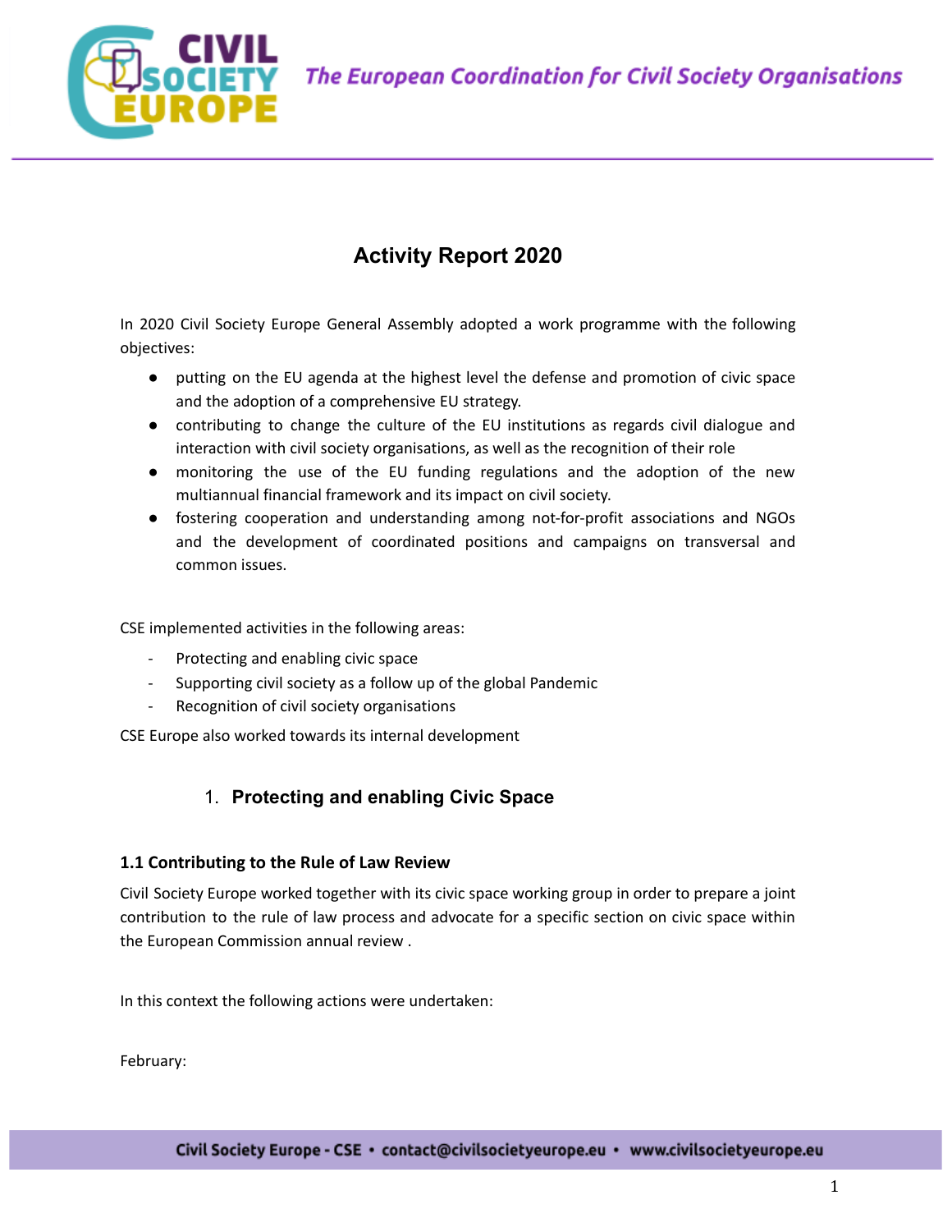# Activity Report 2020

In 2020 Civil Society Europe General Assembly adopted a work programme with the following objectives:

- putting on the EU agenda at the highest level the defense and promotion of civic space and the adoption of a comprehensive EU strategy.
- contributing to change the culture of the EU institutions as regards civil dialogue and interaction with civil society organisations, as well as the recognition of their role
- monitoring the use of the EU funding regulations and the adoption of the new multiannual financial framework and its impact on civil society.
- fostering cooperation and understanding among not-for-profit associations and NGOs and the development of coordinated positions and campaigns on transversal and common issues.

CSE implemented activities in the following areas:

- Protecting and enabling civic space
- Supporting civil society as a follow up of the global Pandemic
- Recognition of civil society organisations

CSE Europe also worked towards its internal development

## 1. Protecting and enabling Civic Space

### 1.1 Contributing to the Rule of Law Review

Civil Society Europe worked together with its civic space working group in order to prepare a joint contribution to the rule of law process and advocate for a specific section on civic space within the European Commission annual review .

In this context the following actions were undertaken:

February: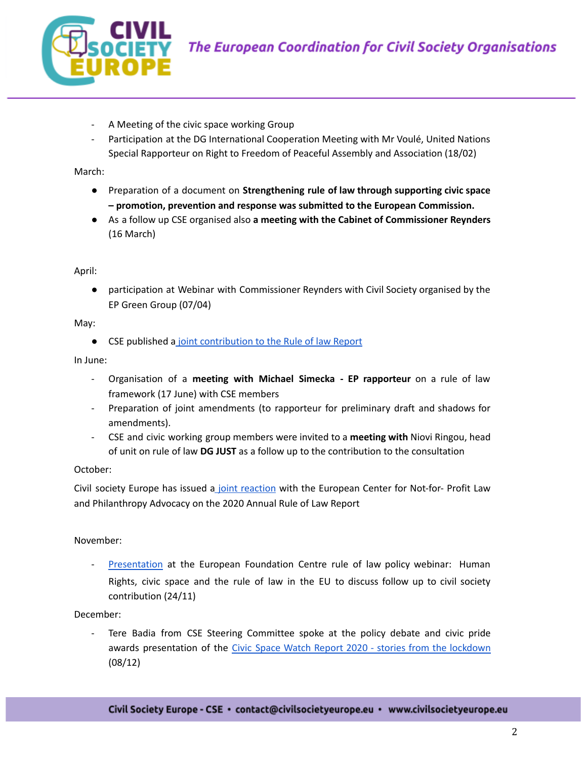- A Meeting of the civic space working Group
- Participation at the DG International Cooperation Meeting with Mr Voulé, United Nations Special Rapporteur on Right to Freedom of Peaceful Assembly and Association (18/02)

March:

- Preparation of a document on **Strengthening rule of law through supporting civic space – promotion, prevention and response was submitted to the European Commission.**
- As a follow up CSE organised also **a meeting with the Cabinet of Commissioner Reynders** (16 March)

April:

- participation at Webinar with Commissioner Reynders with Civil Society organised by the EP Green Group (07/04)

May:

- CSE published a [joint contribution to the Rule of law Report]

In June:

- Organisation of a **meeting with Michael Simecka - EP rapporteur** on a rule of law framework (17 June) with CSE members
- Preparation of joint amendments (to rapporteur for preliminary draft and shadows for amendments).
- CSE and civic working group members were invited to a **meeting with** Niovi Ringou, head of unit on rule of law **DG JUST** as a follow up to the contribution to the consultation

October:

Civil society Europe has issued a [joint reaction] with the European Center for Not-for- Profit Law and Philanthropy Advocacy on the 2020 Annual Rule of Law Report

November:

- [Presentation] at the European Foundation Centre rule of law policy webinar: Human Rights, civic space and the rule of law in the EU to discuss follow up to civil society contribution (24/11)

December:

- Tere Badia from CSE Steering Committee spoke at the policy debate and civic pride awards presentation of the [Civic Space Watch Report 2020 - stories from the lockdown] (08/12)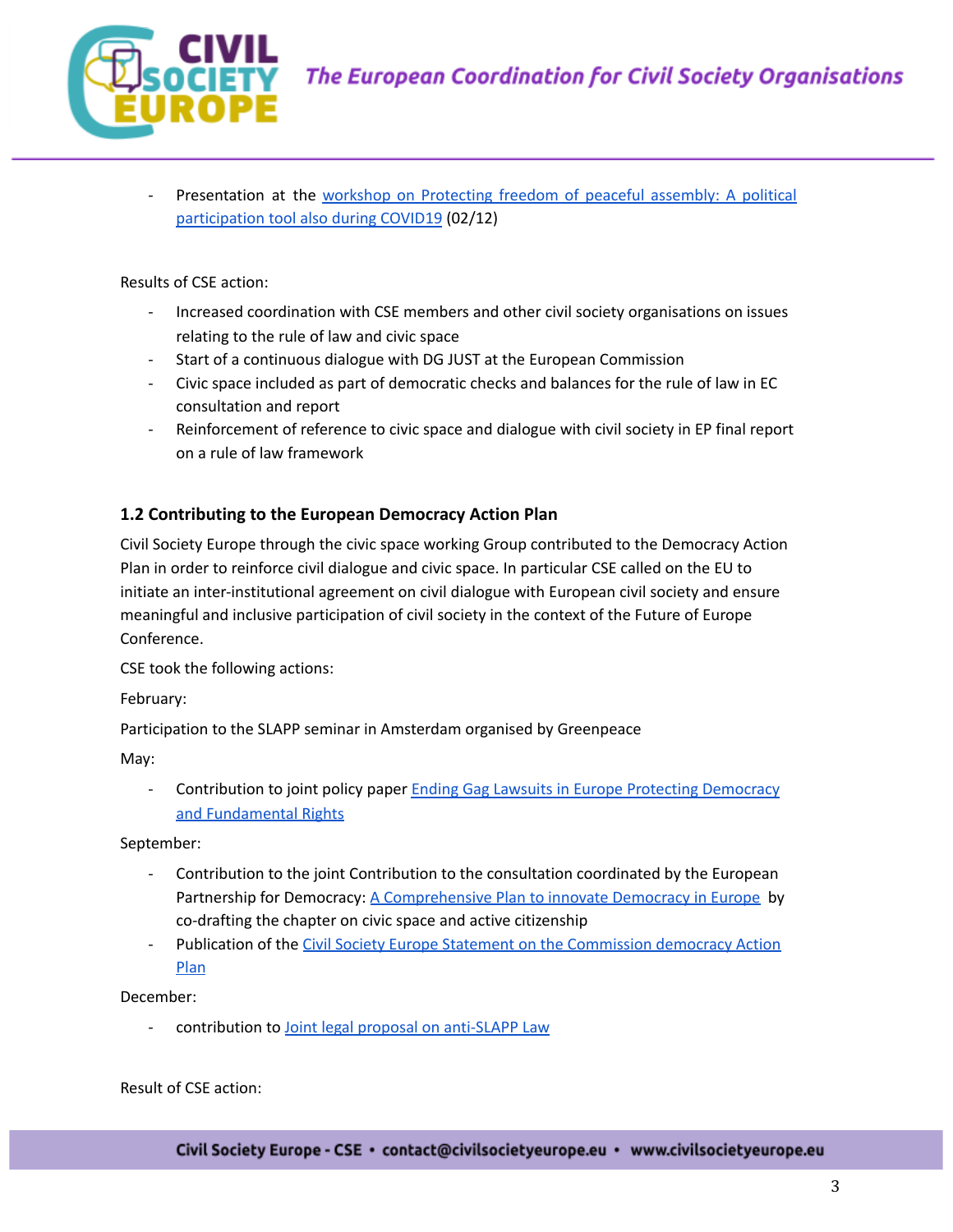- Presentation at the [workshop on Protecting freedom of peaceful assembly: A political participation tool also during COVID19]() (02/12)

Results of CSE action:

- Increased coordination with CSE members and other civil society organisations on issues relating to the rule of law and civic space
- Start of a continuous dialogue with DG JUST at the European Commission
- Civic space included as part of democratic checks and balances for the rule of law in EC consultation and report
- Reinforcement of reference to civic space and dialogue with civil society in EP final report on a rule of law framework

### 1.2 Contributing to the European Democracy Action Plan

Civil Society Europe through the civic space working Group contributed to the Democracy Action Plan in order to reinforce civil dialogue and civic space. In particular CSE called on the EU to initiate an inter-institutional agreement on civil dialogue with European civil society and ensure meaningful and inclusive participation of civil society in the context of the Future of Europe Conference.

CSE took the following actions:

February:

Participation to the SLAPP seminar in Amsterdam organised by Greenpeace

May:

- Contribution to joint policy paper [Ending Gag Lawsuits in Europe Protecting Democracy and Fundamental Rights]()

September:

- Contribution to the joint Contribution to the consultation coordinated by the European Partnership for Democracy: [A Comprehensive Plan to innovate Democracy in Europe]() by co-drafting the chapter on civic space and active citizenship
- Publication of the [Civil Society Europe Statement on the Commission democracy Action Plan]()

December:

- contribution to [Joint legal proposal on anti-SLAPP Law]()

Result of CSE action: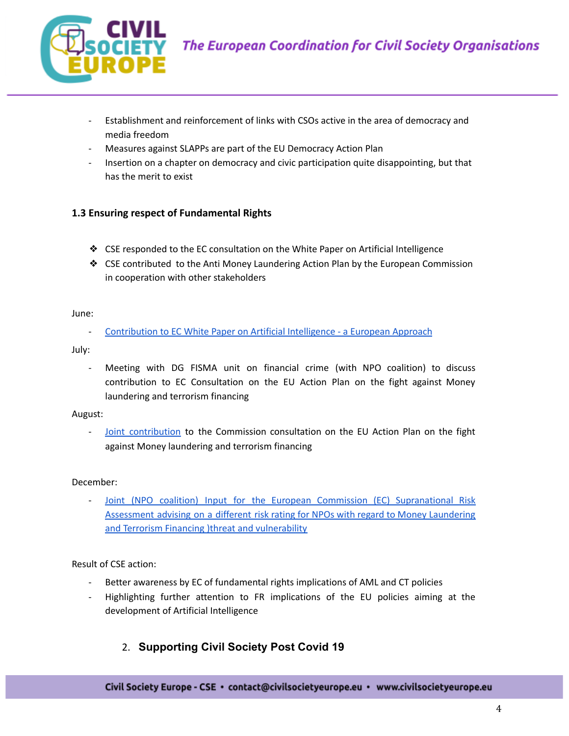- Establishment and reinforcement of links with CSOs active in the area of democracy and media freedom
- Measures against SLAPPs are part of the EU Democracy Action Plan
- Insertion on a chapter on democracy and civic participation quite disappointing, but that has the merit to exist

### 1.3 Ensuring respect of Fundamental Rights

- CSE responded to the EC consultation on the White Paper on Artificial Intelligence
- CSE contributed to the Anti Money Laundering Action Plan by the European Commission in cooperation with other stakeholders

June:

- Contribution to EC White Paper on Artificial Intelligence - a European Approach

July:

- Meeting with DG FISMA unit on financial crime (with NPO coalition) to discuss contribution to EC Consultation on the EU Action Plan on the fight against Money laundering and terrorism financing

August:

- Joint contribution to the Commission consultation on the EU Action Plan on the fight against Money laundering and terrorism financing

December:

- Joint (NPO coalition) Input for the European Commission (EC) Supranational Risk Assessment advising on a different risk rating for NPOs with regard to Money Laundering and Terrorism Financing )threat and vulnerability

Result of CSE action:

- Better awareness by EC of fundamental rights implications of AML and CT policies
- Highlighting further attention to FR implications of the EU policies aiming at the development of Artificial Intelligence

## 2. Supporting Civil Society Post Covid 19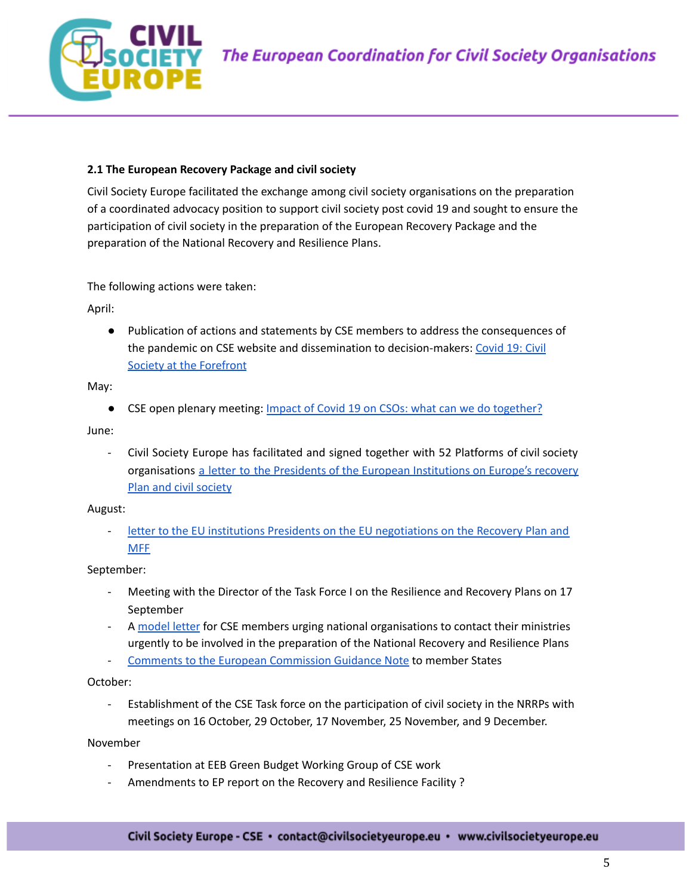**2.1 The European Recovery Package and civil society**

Civil Society Europe facilitated the exchange among civil society organisations on the preparation of a coordinated advocacy position to support civil society post covid 19 and sought to ensure the participation of civil society in the preparation of the European Recovery Package and the preparation of the National Recovery and Resilience Plans.

The following actions were taken:

April:

- Publication of actions and statements by CSE members to address the consequences of the pandemic on CSE website and dissemination to decision-makers: Covid 19: Civil Society at the Forefront

May:

- CSE open plenary meeting: Impact of Covid 19 on CSOs: what can we do together?

June:

- Civil Society Europe has facilitated and signed together with 52 Platforms of civil society organisations a letter to the Presidents of the European Institutions on Europe's recovery Plan and civil society

August:

- letter to the EU institutions Presidents on the EU negotiations on the Recovery Plan and MFF

September:

- Meeting with the Director of the Task Force I on the Resilience and Recovery Plans on 17 September
- A model letter for CSE members urging national organisations to contact their ministries urgently to be involved in the preparation of the National Recovery and Resilience Plans
- Comments to the European Commission Guidance Note to member States

October:

- Establishment of the CSE Task force on the participation of civil society in the NRRPs with meetings on 16 October, 29 October, 17 November, 25 November, and 9 December.

November

- Presentation at EEB Green Budget Working Group of CSE work
- Amendments to EP report on the Recovery and Resilience Facility ?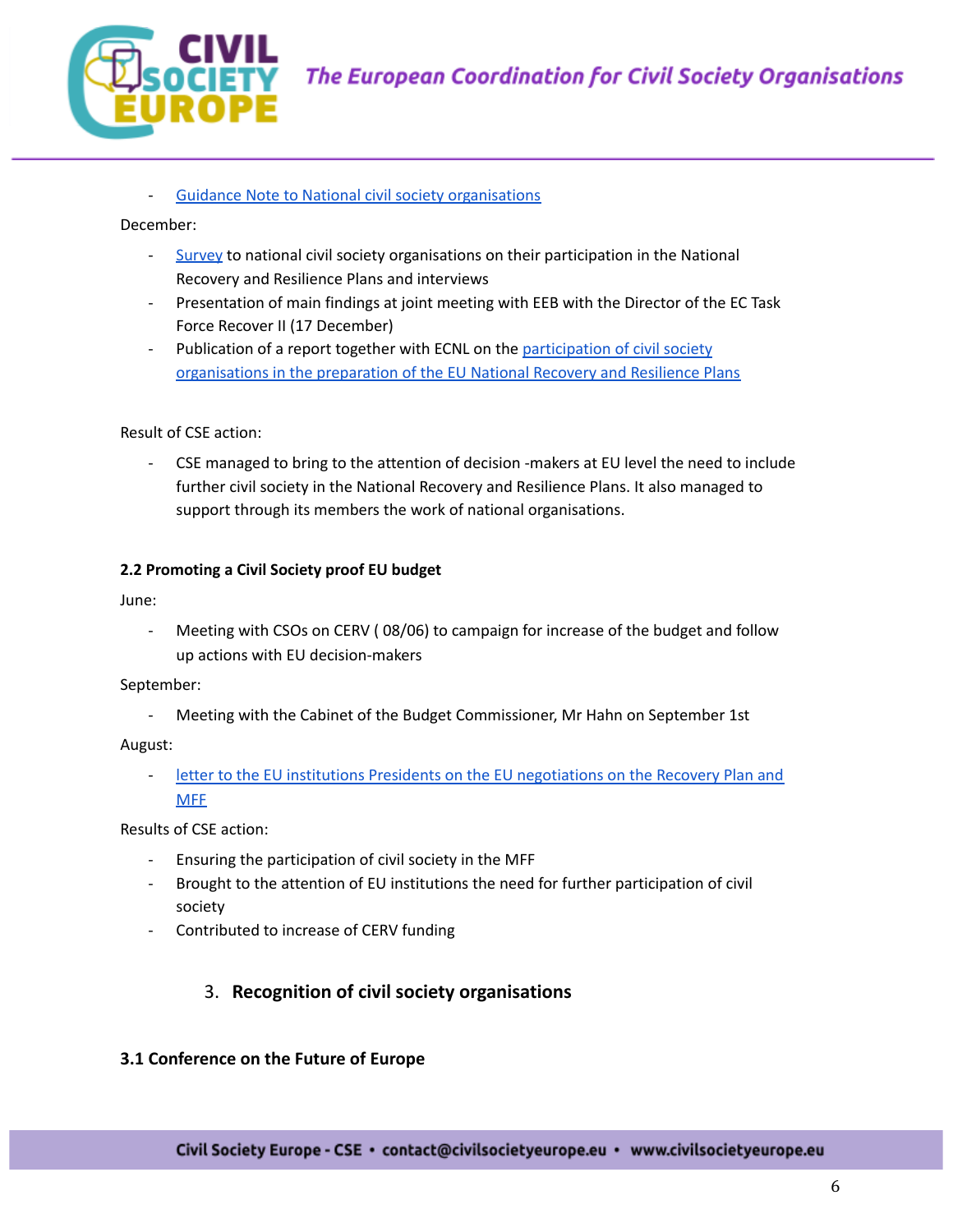- Guidance Note to National civil society organisations

December:

- Survey to national civil society organisations on their participation in the National Recovery and Resilience Plans and interviews
- Presentation of main findings at joint meeting with EEB with the Director of the EC Task Force Recover II (17 December)
- Publication of a report together with ECNL on the participation of civil society organisations in the preparation of the EU National Recovery and Resilience Plans

Result of CSE action:

- CSE managed to bring to the attention of decision -makers at EU level the need to include further civil society in the National Recovery and Resilience Plans. It also managed to support through its members the work of national organisations.

#### 2.2 Promoting a Civil Society proof EU budget

June:

- Meeting with CSOs on CERV ( 08/06) to campaign for increase of the budget and follow up actions with EU decision-makers

September:

- Meeting with the Cabinet of the Budget Commissioner, Mr Hahn on September 1st

August:

- letter to the EU institutions Presidents on the EU negotiations on the Recovery Plan and MFF

Results of CSE action:

- Ensuring the participation of civil society in the MFF
- Brought to the attention of EU institutions the need for further participation of civil society
- Contributed to increase of CERV funding

## 3. Recognition of civil society organisations

### 3.1 Conference on the Future of Europe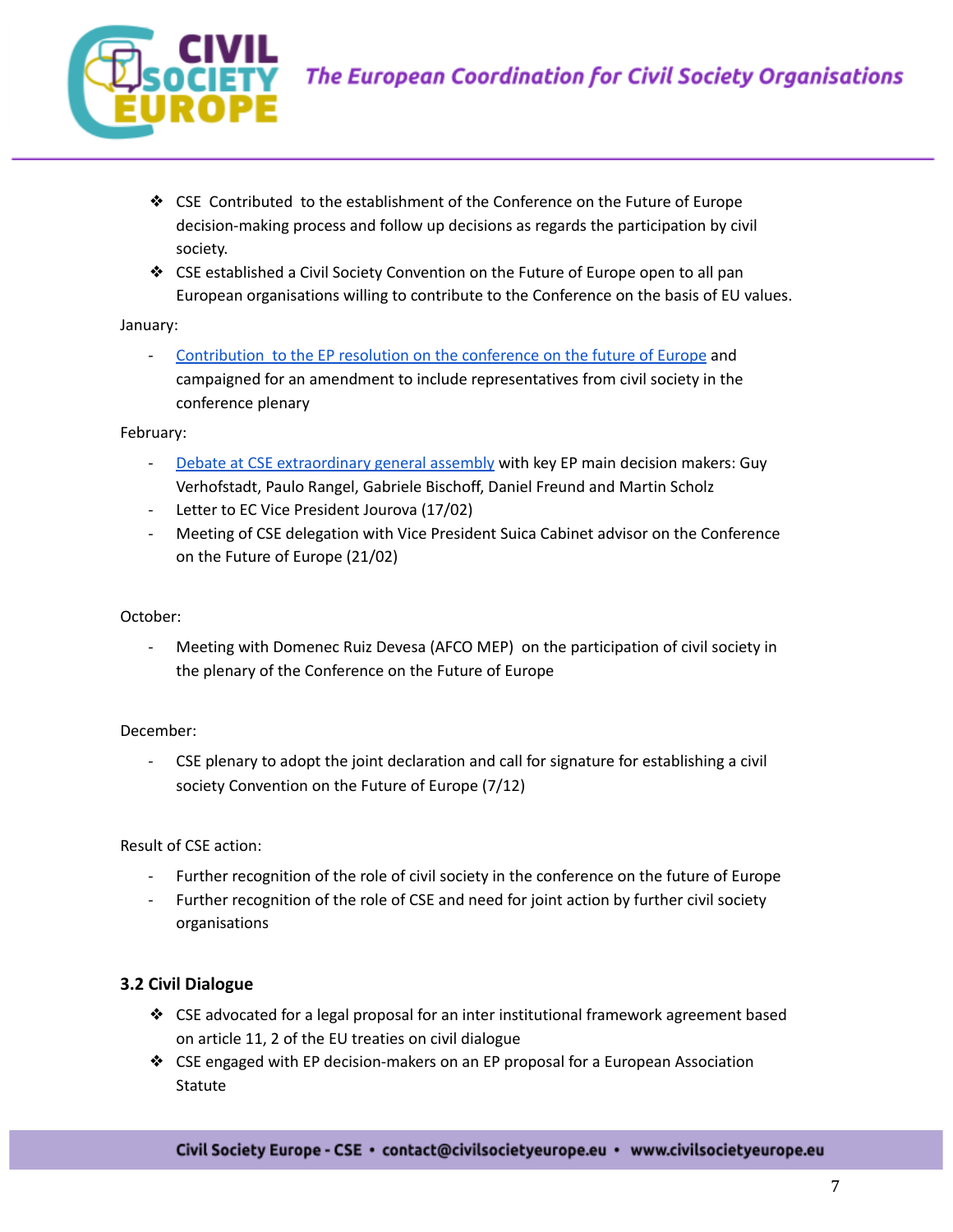- CSE Contributed to the establishment of the Conference on the Future of Europe decision-making process and follow up decisions as regards the participation by civil society.
- CSE established a Civil Society Convention on the Future of Europe open to all pan European organisations willing to contribute to the Conference on the basis of EU values.

January:

- Contribution to the EP resolution on the conference on the future of Europe and campaigned for an amendment to include representatives from civil society in the conference plenary

February:

- Debate at CSE extraordinary general assembly with key EP main decision makers: Guy Verhofstadt, Paulo Rangel, Gabriele Bischoff, Daniel Freund and Martin Scholz
- Letter to EC Vice President Jourova (17/02)
- Meeting of CSE delegation with Vice President Suica Cabinet advisor on the Conference on the Future of Europe (21/02)

October:

- Meeting with Domenec Ruiz Devesa (AFCO MEP) on the participation of civil society in the plenary of the Conference on the Future of Europe

December:

- CSE plenary to adopt the joint declaration and call for signature for establishing a civil society Convention on the Future of Europe (7/12)

Result of CSE action:

- Further recognition of the role of civil society in the conference on the future of Europe
- Further recognition of the role of CSE and need for joint action by further civil society organisations

### 3.2 Civil Dialogue

- CSE advocated for a legal proposal for an inter institutional framework agreement based on article 11, 2 of the EU treaties on civil dialogue
- CSE engaged with EP decision-makers on an EP proposal for a European Association Statute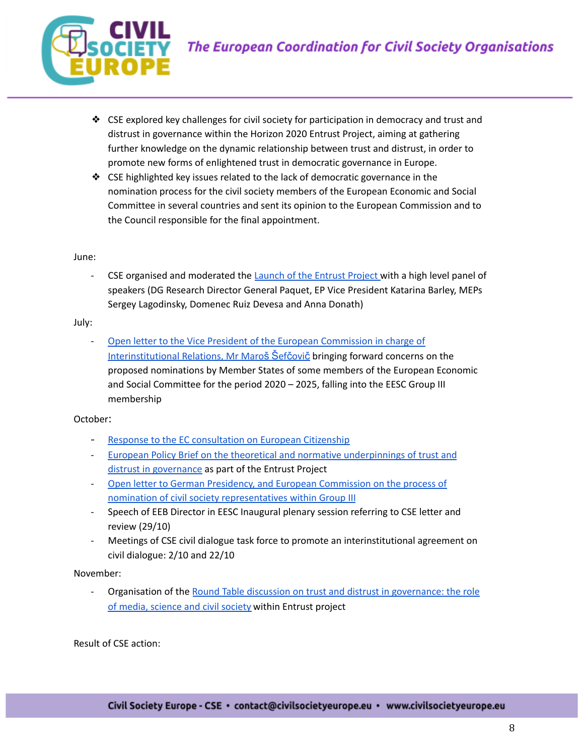- CSE explored key challenges for civil society for participation in democracy and trust and distrust in governance within the Horizon 2020 Entrust Project, aiming at gathering further knowledge on the dynamic relationship between trust and distrust, in order to promote new forms of enlightened trust in democratic governance in Europe.
- CSE highlighted key issues related to the lack of democratic governance in the nomination process for the civil society members of the European Economic and Social Committee in several countries and sent its opinion to the European Commission and to the Council responsible for the final appointment.

June:

- CSE organised and moderated the Launch of the Entrust Project with a high level panel of speakers (DG Research Director General Paquet, EP Vice President Katarina Barley, MEPs Sergey Lagodinsky, Domenec Ruiz Devesa and Anna Donath)

July:

- Open letter to the Vice President of the European Commission in charge of Interinstitutional Relations, Mr Maroš Šefčovič bringing forward concerns on the proposed nominations by Member States of some members of the European Economic and Social Committee for the period 2020 – 2025, falling into the EESC Group III membership

October:

- Response to the EC consultation on European Citizenship
- European Policy Brief on the theoretical and normative underpinnings of trust and distrust in governance as part of the Entrust Project
- Open letter to German Presidency, and European Commission on the process of nomination of civil society representatives within Group III
- Speech of EEB Director in EESC Inaugural plenary session referring to CSE letter and review (29/10)
- Meetings of CSE civil dialogue task force to promote an interinstitutional agreement on civil dialogue: 2/10 and 22/10

November:

- Organisation of the Round Table discussion on trust and distrust in governance: the role of media, science and civil society within Entrust project

Result of CSE action: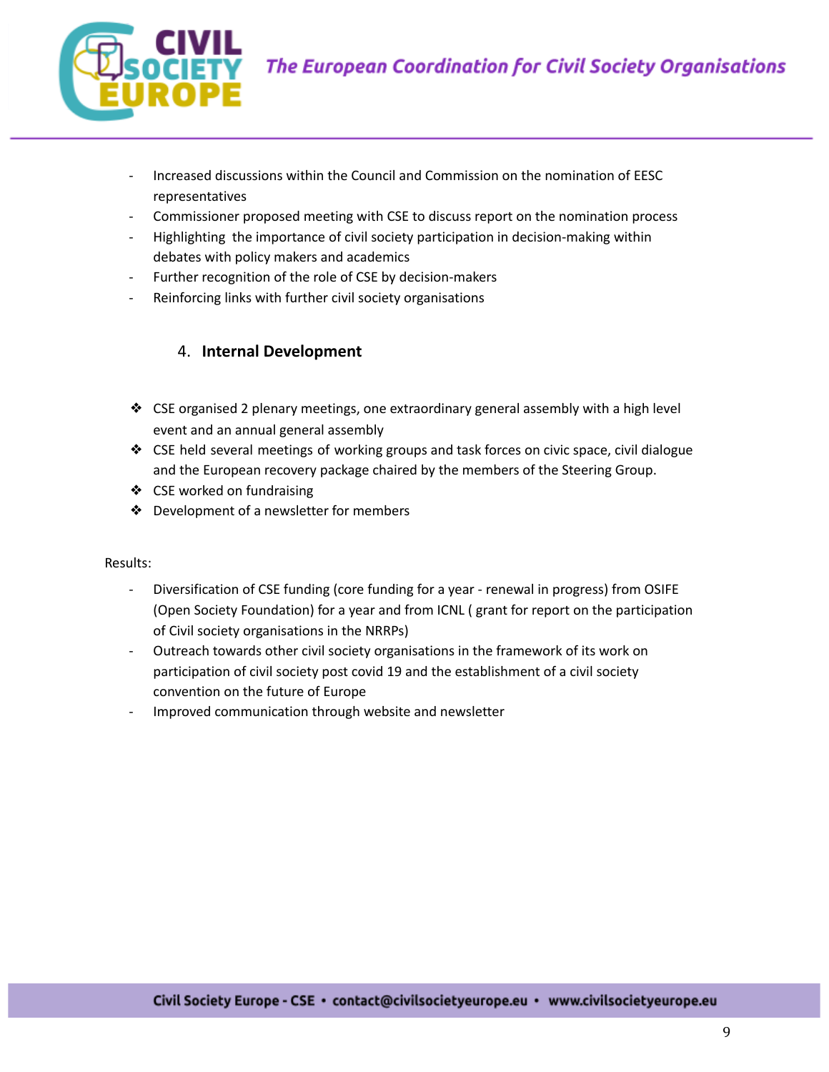- Increased discussions within the Council and Commission on the nomination of EESC representatives
- Commissioner proposed meeting with CSE to discuss report on the nomination process
- Highlighting the importance of civil society participation in decision-making within debates with policy makers and academics
- Further recognition of the role of CSE by decision-makers
- Reinforcing links with further civil society organisations

## 4. **Internal Development**

- CSE organised 2 plenary meetings, one extraordinary general assembly with a high level event and an annual general assembly
- CSE held several meetings of working groups and task forces on civic space, civil dialogue and the European recovery package chaired by the members of the Steering Group.
- CSE worked on fundraising
- Development of a newsletter for members

Results:

- Diversification of CSE funding (core funding for a year - renewal in progress) from OSIFE (Open Society Foundation) for a year and from ICNL ( grant for report on the participation of Civil society organisations in the NRRPs)
- Outreach towards other civil society organisations in the framework of its work on participation of civil society post covid 19 and the establishment of a civil society convention on the future of Europe
- Improved communication through website and newsletter